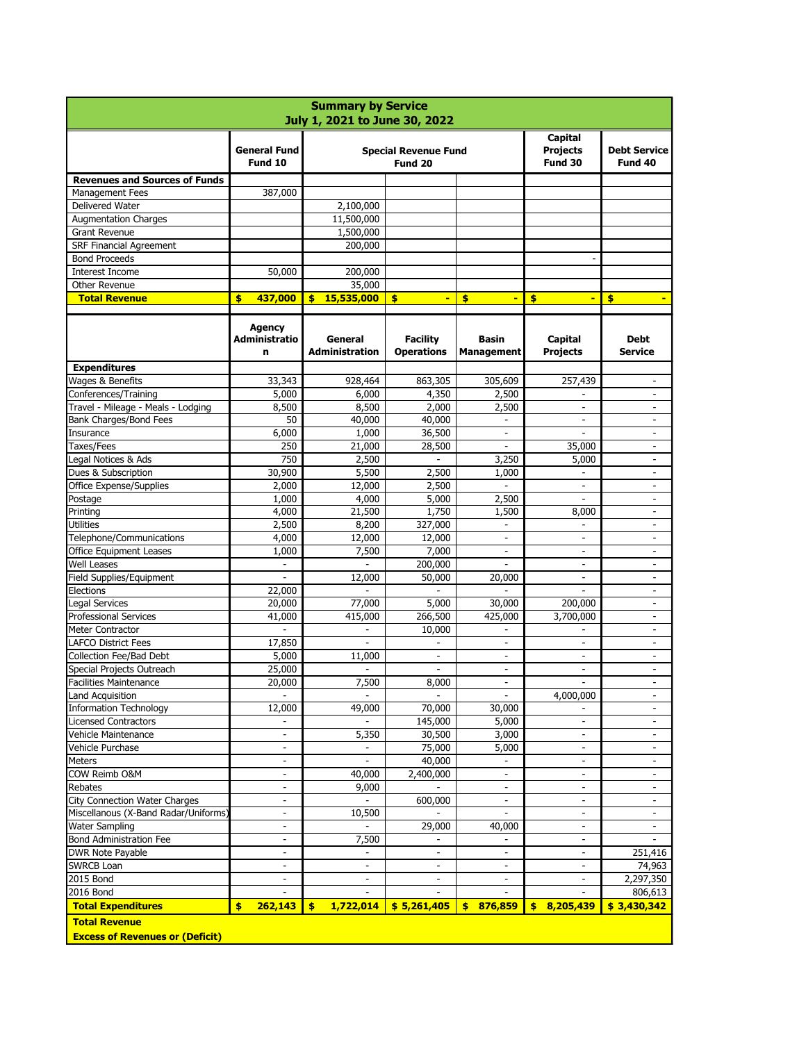# Summary by Service
## July 1, 2021 to June 30, 2022

| | General Fund Fund 10 | Special Revenue Fund Fund 20 | | | Capital Projects Fund 30 | Debt Service Fund 40 |
|---|---|---|---|---|---|---|
| **Revenues and Sources of Funds** | | | | | | |
| Management Fees | 387,000 | | | | | |
| Delivered Water | | 2,100,000 | | | | |
| Augmentation Charges | | 11,500,000 | | | | |
| Grant Revenue | | 1,500,000 | | | | |
| SRF Financial Agreement | | 200,000 | | | | |
| Bond Proceeds | | | | | - | |
| Interest Income | 50,000 | 200,000 | | | | |
| Other Revenue | | 35,000 | | | | |
| **Total Revenue** | **$ 437,000** | **$ 15,535,000** | **$ -** | **$ -** | **$ -** | **$ -** |

| | Agency Administration | General Administration | Facility Operations | Basin Management | Capital Projects | Debt Service |
|---|---|---|---|---|---|---|
| **Expenditures** | | | | | | |
| Wages & Benefits | 33,343 | 928,464 | 863,305 | 305,609 | 257,439 | - |
| Conferences/Training | 5,000 | 6,000 | 4,350 | 2,500 | - | - |
| Travel - Mileage - Meals - Lodging | 8,500 | 8,500 | 2,000 | 2,500 | - | - |
| Bank Charges/Bond Fees | 50 | 40,000 | 40,000 | - | - | - |
| Insurance | 6,000 | 1,000 | 36,500 | - | - | - |
| Taxes/Fees | 250 | 21,000 | 28,500 | - | 35,000 | - |
| Legal Notices & Ads | 750 | 2,500 | - | 3,250 | 5,000 | - |
| Dues & Subscription | 30,900 | 5,500 | 2,500 | 1,000 | - | - |
| Office Expense/Supplies | 2,000 | 12,000 | 2,500 | - | - | - |
| Postage | 1,000 | 4,000 | 5,000 | 2,500 | - | - |
| Printing | 4,000 | 21,500 | 1,750 | 1,500 | 8,000 | - |
| Utilities | 2,500 | 8,200 | 327,000 | - | - | - |
| Telephone/Communications | 4,000 | 12,000 | 12,000 | - | - | - |
| Office Equipment Leases | 1,000 | 7,500 | 7,000 | - | - | - |
| Well Leases | - | - | 200,000 | - | - | - |
| Field Supplies/Equipment | - | 12,000 | 50,000 | 20,000 | - | - |
| Elections | 22,000 | - | - | - | - | - |
| Legal Services | 20,000 | 77,000 | 5,000 | 30,000 | 200,000 | - |
| Professional Services | 41,000 | 415,000 | 266,500 | 425,000 | 3,700,000 | - |
| Meter Contractor | - | - | 10,000 | - | - | - |
| LAFCO District Fees | 17,850 | - | - | - | - | - |
| Collection Fee/Bad Debt | 5,000 | 11,000 | - | - | - | - |
| Special Projects Outreach | 25,000 | - | - | - | - | - |
| Facilities Maintenance | 20,000 | 7,500 | 8,000 | - | - | - |
| Land Acquisition | - | - | - | - | 4,000,000 | - |
| Information Technology | 12,000 | 49,000 | 70,000 | 30,000 | - | - |
| Licensed Contractors | - | - | 145,000 | 5,000 | - | - |
| Vehicle Maintenance | - | 5,350 | 30,500 | 3,000 | - | - |
| Vehicle Purchase | - | - | 75,000 | 5,000 | - | - |
| Meters | - | - | 40,000 | - | - | - |
| COW Reimb O&M | - | 40,000 | 2,400,000 | - | - | - |
| Rebates | - | 9,000 | - | - | - | - |
| City Connection Water Charges | - | - | 600,000 | - | - | - |
| Miscellanous (X-Band Radar/Uniforms) | - | 10,500 | - | - | - | - |
| Water Sampling | - | - | 29,000 | 40,000 | - | - |
| Bond Administration Fee | - | 7,500 | - | - | - | - |
| DWR Note Payable | - | - | - | - | - | 251,416 |
| SWRCB Loan | - | - | - | - | - | 74,963 |
| 2015 Bond | - | - | - | - | - | 2,297,350 |
| 2016 Bond | - | - | - | - | - | 806,613 |
| **Total Expenditures** | **$ 262,143** | **$ 1,722,014** | **$ 5,261,405** | **$ 876,859** | **$ 8,205,439** | **$ 3,430,342** |
| **Total Revenue** | | | | | | |
| **Excess of Revenues or (Deficit)** | | | | | | |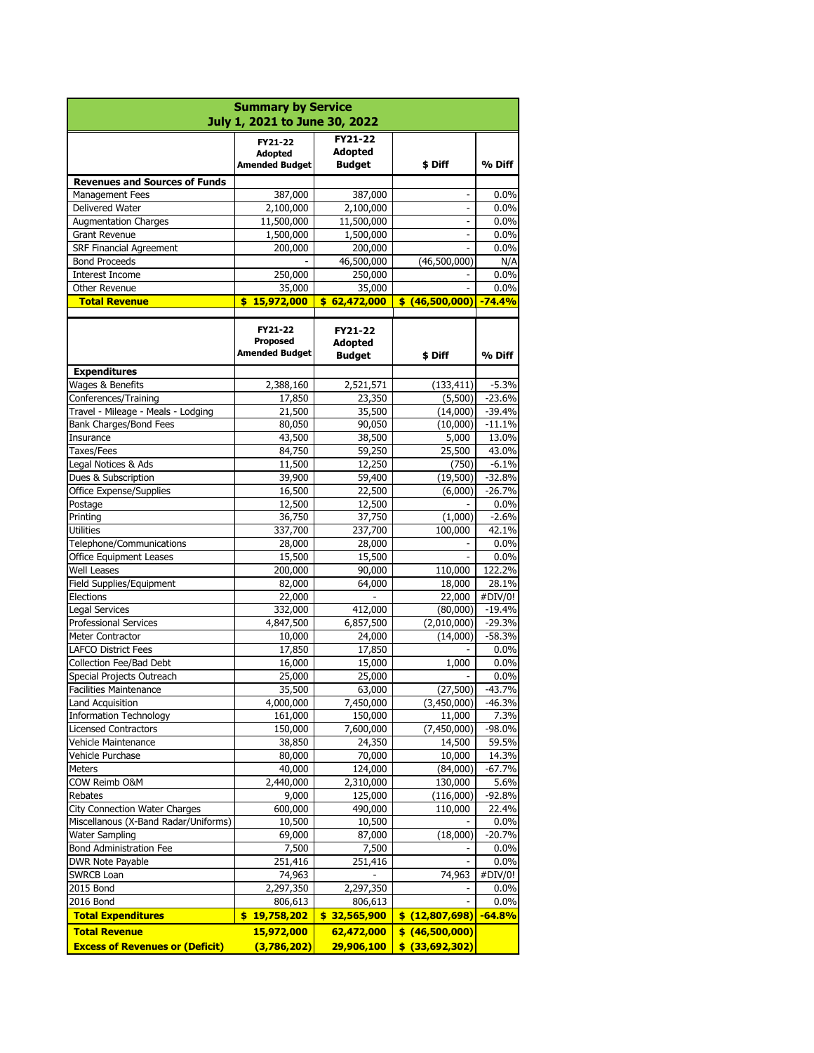| Summary by Service<br>July 1, 2021 to June 30, 2022 | | | | |
|---|---|---|---|---|
| | FY21-22 Adopted Amended Budget | FY21-22 Adopted Budget | $ Diff | % Diff |
| **Revenues and Sources of Funds** | | | | |
| Management Fees | 387,000 | 387,000 | - | 0.0% |
| Delivered Water | 2,100,000 | 2,100,000 | - | 0.0% |
| Augmentation Charges | 11,500,000 | 11,500,000 | - | 0.0% |
| Grant Revenue | 1,500,000 | 1,500,000 | - | 0.0% |
| SRF Financial Agreement | 200,000 | 200,000 | - | 0.0% |
| Bond Proceeds | - | 46,500,000 | (46,500,000) | N/A |
| Interest Income | 250,000 | 250,000 | - | 0.0% |
| Other Revenue | 35,000 | 35,000 | - | 0.0% |
| **Total Revenue** | **$ 15,972,000** | **$ 62,472,000** | **$ (46,500,000)** | **-74.4%** |
| | | | | |
| | **FY21-22 Proposed Amended Budget** | **FY21-22 Adopted Budget** | **$ Diff** | **% Diff** |
| **Expenditures** | | | | |
| Wages & Benefits | 2,388,160 | 2,521,571 | (133,411) | -5.3% |
| Conferences/Training | 17,850 | 23,350 | (5,500) | -23.6% |
| Travel - Mileage - Meals - Lodging | 21,500 | 35,500 | (14,000) | -39.4% |
| Bank Charges/Bond Fees | 80,050 | 90,050 | (10,000) | -11.1% |
| Insurance | 43,500 | 38,500 | 5,000 | 13.0% |
| Taxes/Fees | 84,750 | 59,250 | 25,500 | 43.0% |
| Legal Notices & Ads | 11,500 | 12,250 | (750) | -6.1% |
| Dues & Subscription | 39,900 | 59,400 | (19,500) | -32.8% |
| Office Expense/Supplies | 16,500 | 22,500 | (6,000) | -26.7% |
| Postage | 12,500 | 12,500 | - | 0.0% |
| Printing | 36,750 | 37,750 | (1,000) | -2.6% |
| Utilities | 337,700 | 237,700 | 100,000 | 42.1% |
| Telephone/Communications | 28,000 | 28,000 | - | 0.0% |
| Office Equipment Leases | 15,500 | 15,500 | - | 0.0% |
| Well Leases | 200,000 | 90,000 | 110,000 | 122.2% |
| Field Supplies/Equipment | 82,000 | 64,000 | 18,000 | 28.1% |
| Elections | 22,000 | - | 22,000 | #DIV/0! |
| Legal Services | 332,000 | 412,000 | (80,000) | -19.4% |
| Professional Services | 4,847,500 | 6,857,500 | (2,010,000) | -29.3% |
| Meter Contractor | 10,000 | 24,000 | (14,000) | -58.3% |
| LAFCO District Fees | 17,850 | 17,850 | - | 0.0% |
| Collection Fee/Bad Debt | 16,000 | 15,000 | 1,000 | 0.0% |
| Special Projects Outreach | 25,000 | 25,000 | - | 0.0% |
| Facilities Maintenance | 35,500 | 63,000 | (27,500) | -43.7% |
| Land Acquisition | 4,000,000 | 7,450,000 | (3,450,000) | -46.3% |
| Information Technology | 161,000 | 150,000 | 11,000 | 7.3% |
| Licensed Contractors | 150,000 | 7,600,000 | (7,450,000) | -98.0% |
| Vehicle Maintenance | 38,850 | 24,350 | 14,500 | 59.5% |
| Vehicle Purchase | 80,000 | 70,000 | 10,000 | 14.3% |
| Meters | 40,000 | 124,000 | (84,000) | -67.7% |
| COW Reimb O&M | 2,440,000 | 2,310,000 | 130,000 | 5.6% |
| Rebates | 9,000 | 125,000 | (116,000) | -92.8% |
| City Connection Water Charges | 600,000 | 490,000 | 110,000 | 22.4% |
| Miscellanous (X-Band Radar/Uniforms) | 10,500 | 10,500 | - | 0.0% |
| Water Sampling | 69,000 | 87,000 | (18,000) | -20.7% |
| Bond Administration Fee | 7,500 | 7,500 | - | 0.0% |
| DWR Note Payable | 251,416 | 251,416 | - | 0.0% |
| SWRCB Loan | 74,963 | - | 74,963 | #DIV/0! |
| 2015 Bond | 2,297,350 | 2,297,350 | - | 0.0% |
| 2016 Bond | 806,613 | 806,613 | - | 0.0% |
| **Total Expenditures** | **$ 19,758,202** | **$ 32,565,900** | **$ (12,807,698)** | **-64.8%** |
| **Total Revenue** | **15,972,000** | **62,472,000** | **$ (46,500,000)** | |
| **Excess of Revenues or (Deficit)** | **(3,786,202)** | **29,906,100** | **$ (33,692,302)** | |